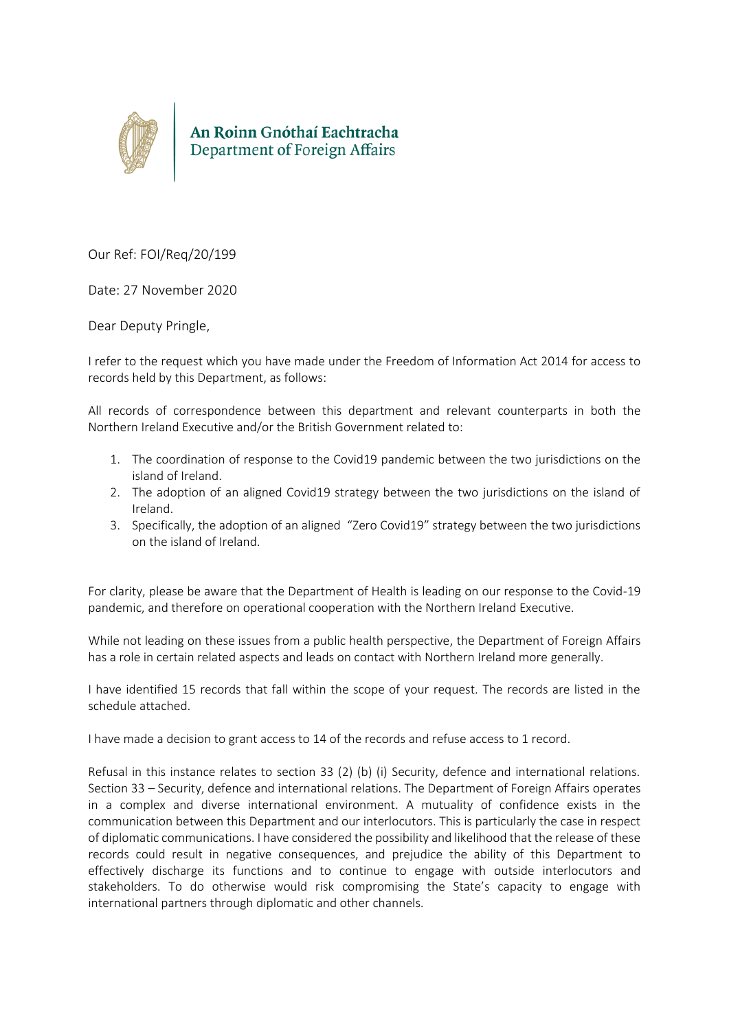An Roinn Gnóthaí Eachtracha
Department of Foreign Affairs

Our Ref: FOI/Req/20/199

Date: 27 November 2020

Dear Deputy Pringle,

I refer to the request which you have made under the Freedom of Information Act 2014 for access to records held by this Department, as follows:

All records of correspondence between this department and relevant counterparts in both the Northern Ireland Executive and/or the British Government related to:

1. The coordination of response to the Covid19 pandemic between the two jurisdictions on the island of Ireland.
2. The adoption of an aligned Covid19 strategy between the two jurisdictions on the island of Ireland.
3. Specifically, the adoption of an aligned "Zero Covid19" strategy between the two jurisdictions on the island of Ireland.

For clarity, please be aware that the Department of Health is leading on our response to the Covid-19 pandemic, and therefore on operational cooperation with the Northern Ireland Executive.

While not leading on these issues from a public health perspective, the Department of Foreign Affairs has a role in certain related aspects and leads on contact with Northern Ireland more generally.

I have identified 15 records that fall within the scope of your request. The records are listed in the schedule attached.

I have made a decision to grant access to 14 of the records and refuse access to 1 record.

Refusal in this instance relates to section 33 (2) (b) (i) Security, defence and international relations. Section 33 – Security, defence and international relations. The Department of Foreign Affairs operates in a complex and diverse international environment. A mutuality of confidence exists in the communication between this Department and our interlocutors. This is particularly the case in respect of diplomatic communications. I have considered the possibility and likelihood that the release of these records could result in negative consequences, and prejudice the ability of this Department to effectively discharge its functions and to continue to engage with outside interlocutors and stakeholders. To do otherwise would risk compromising the State's capacity to engage with international partners through diplomatic and other channels.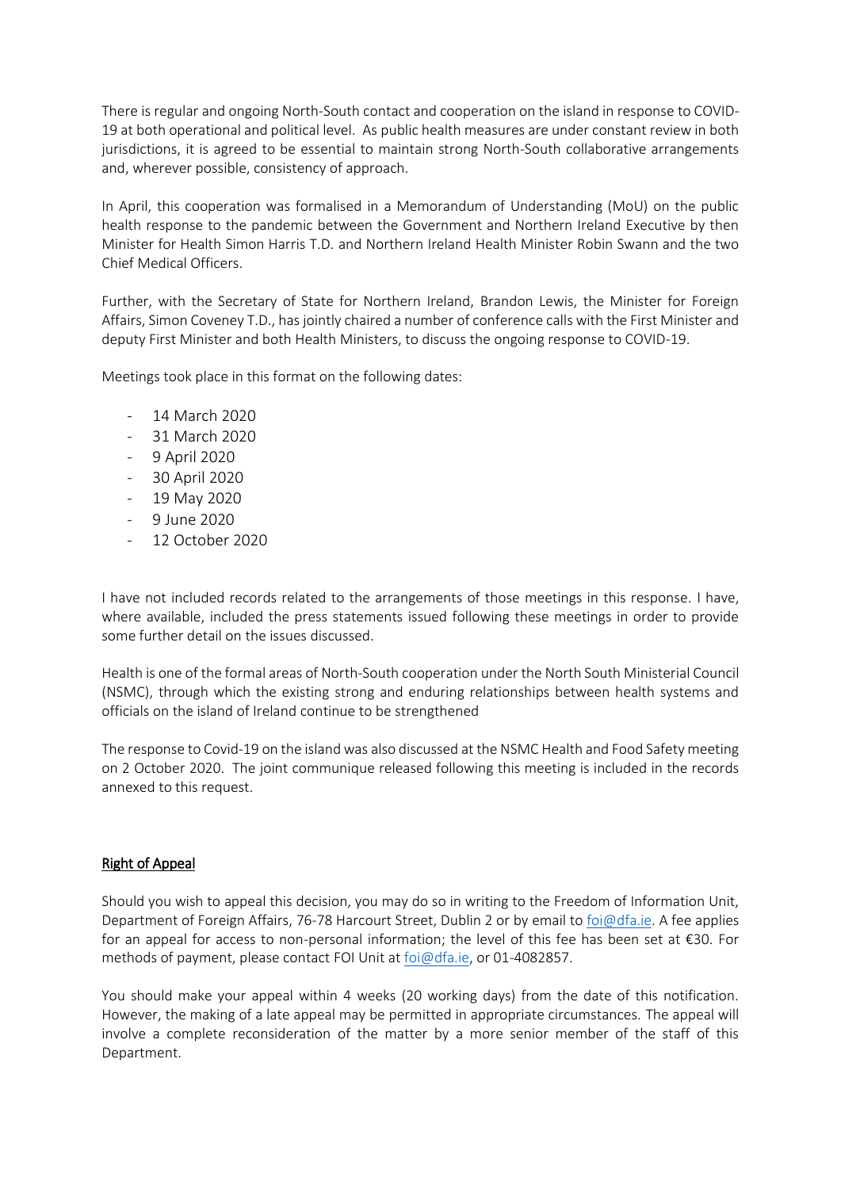There is regular and ongoing North-South contact and cooperation on the island in response to COVID-19 at both operational and political level. As public health measures are under constant review in both jurisdictions, it is agreed to be essential to maintain strong North-South collaborative arrangements and, wherever possible, consistency of approach.

In April, this cooperation was formalised in a Memorandum of Understanding (MoU) on the public health response to the pandemic between the Government and Northern Ireland Executive by then Minister for Health Simon Harris T.D. and Northern Ireland Health Minister Robin Swann and the two Chief Medical Officers.

Further, with the Secretary of State for Northern Ireland, Brandon Lewis, the Minister for Foreign Affairs, Simon Coveney T.D., has jointly chaired a number of conference calls with the First Minister and deputy First Minister and both Health Ministers, to discuss the ongoing response to COVID-19.

Meetings took place in this format on the following dates:

- 14 March 2020
- 31 March 2020
- 9 April 2020
- 30 April 2020
- 19 May 2020
- 9 June 2020
- 12 October 2020

I have not included records related to the arrangements of those meetings in this response. I have, where available, included the press statements issued following these meetings in order to provide some further detail on the issues discussed.

Health is one of the formal areas of North-South cooperation under the North South Ministerial Council (NSMC), through which the existing strong and enduring relationships between health systems and officials on the island of Ireland continue to be strengthened

The response to Covid-19 on the island was also discussed at the NSMC Health and Food Safety meeting on 2 October 2020. The joint communique released following this meeting is included in the records annexed to this request.

## Right of Appeal

Should you wish to appeal this decision, you may do so in writing to the Freedom of Information Unit, Department of Foreign Affairs, 76-78 Harcourt Street, Dublin 2 or by email to foi@dfa.ie. A fee applies for an appeal for access to non-personal information; the level of this fee has been set at €30. For methods of payment, please contact FOI Unit at foi@dfa.ie, or 01-4082857.

You should make your appeal within 4 weeks (20 working days) from the date of this notification. However, the making of a late appeal may be permitted in appropriate circumstances. The appeal will involve a complete reconsideration of the matter by a more senior member of the staff of this Department.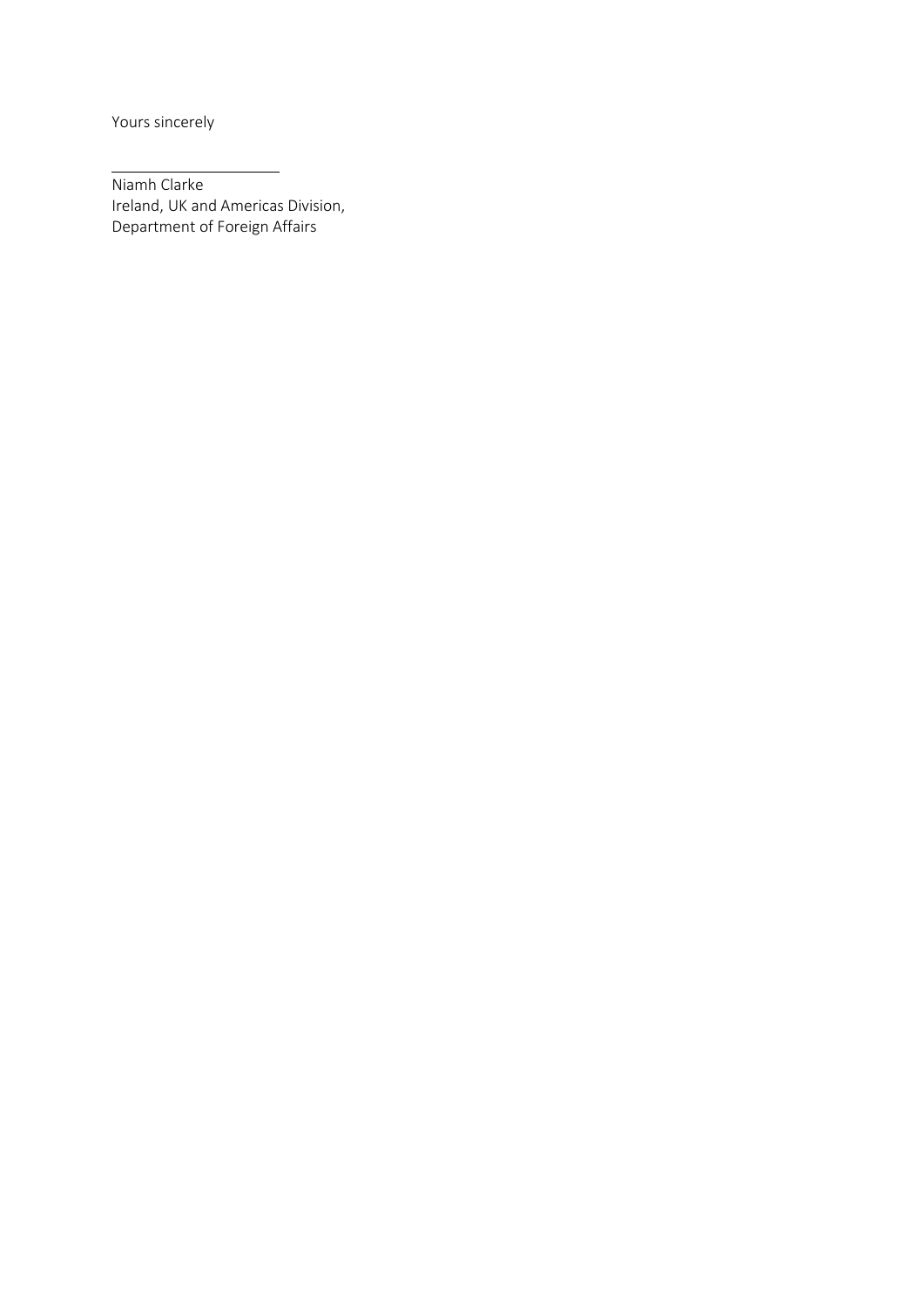Yours sincerely

\_\_\_\_\_\_\_\_\_\_\_\_\_\_\_\_\_\_\_\_\_

Niamh Clarke
Ireland, UK and Americas Division,
Department of Foreign Affairs